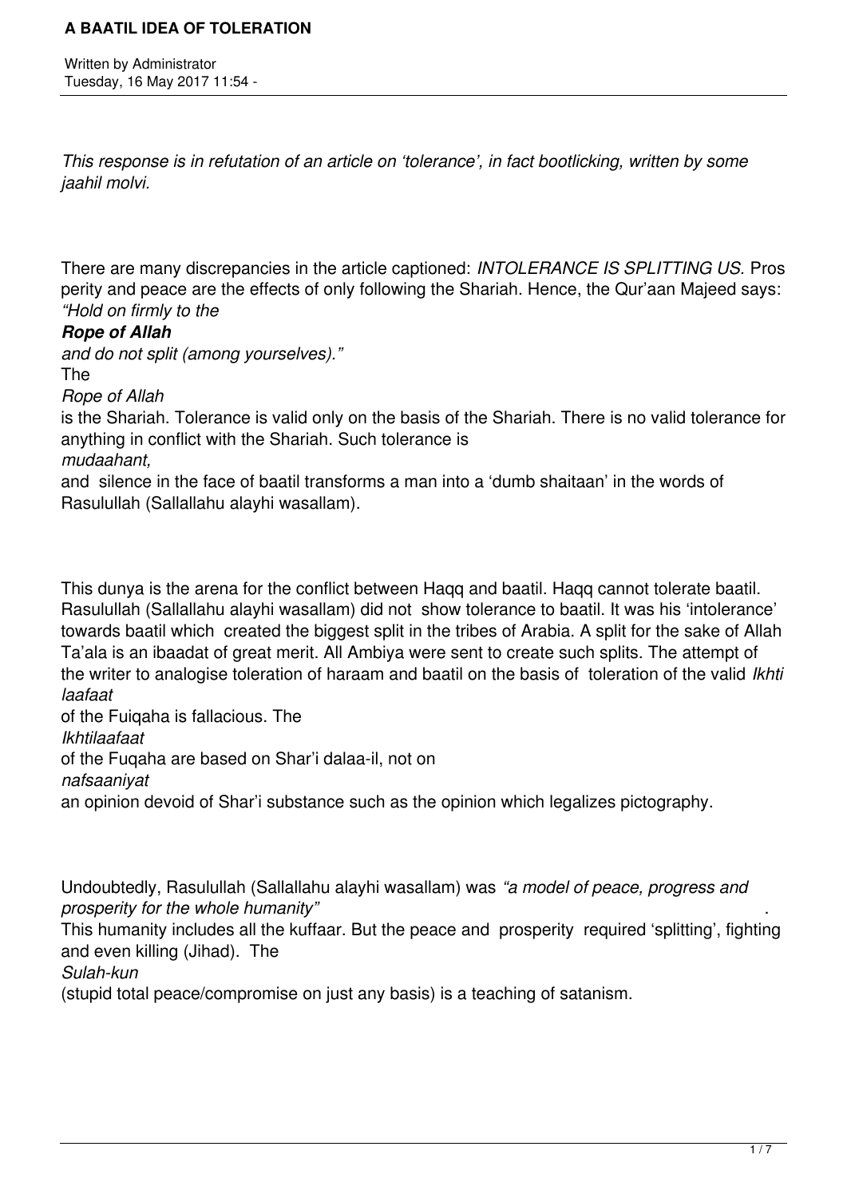# A BAATIL IDEA OF TOLERATION

Written by Administrator
Tuesday, 16 May 2017 11:54 -

*This response is in refutation of an article on 'tolerance', in fact bootlicking, written by some jaahil molvi.*

There are many discrepancies in the article captioned: *INTOLERANCE IS SPLITTING US.* Prosperity and peace are the effects of only following the Shariah. Hence, the Qur'aan Majeed says: *"Hold on firmly to the* ***Rope of Allah*** *and do not split (among yourselves)."* The *Rope of Allah* is the Shariah. Tolerance is valid only on the basis of the Shariah. There is no valid tolerance for anything in conflict with the Shariah. Such tolerance is *mudaahant,* and silence in the face of baatil transforms a man into a 'dumb shaitaan' in the words of Rasulullah (Sallallahu alayhi wasallam).

This dunya is the arena for the conflict between Haqq and baatil. Haqq cannot tolerate baatil. Rasulullah (Sallallahu alayhi wasallam) did not show tolerance to baatil. It was his 'intolerance' towards baatil which created the biggest split in the tribes of Arabia. A split for the sake of Allah Ta'ala is an ibaadat of great merit. All Ambiya were sent to create such splits. The attempt of the writer to analogise toleration of haraam and baatil on the basis of toleration of the valid *Ikhtilaafaat* of the Fuiqaha is fallacious. The *Ikhtilaafaat* of the Fuqaha are based on Shar'i dalaa-il, not on *nafsaaniyat* an opinion devoid of Shar'i substance such as the opinion which legalizes pictography.

Undoubtedly, Rasulullah (Sallallahu alayhi wasallam) was *"a model of peace, progress and prosperity for the whole humanity"*. This humanity includes all the kuffaar. But the peace and prosperity required 'splitting', fighting and even killing (Jihad). The *Sulah-kun* (stupid total peace/compromise on just any basis) is a teaching of satanism.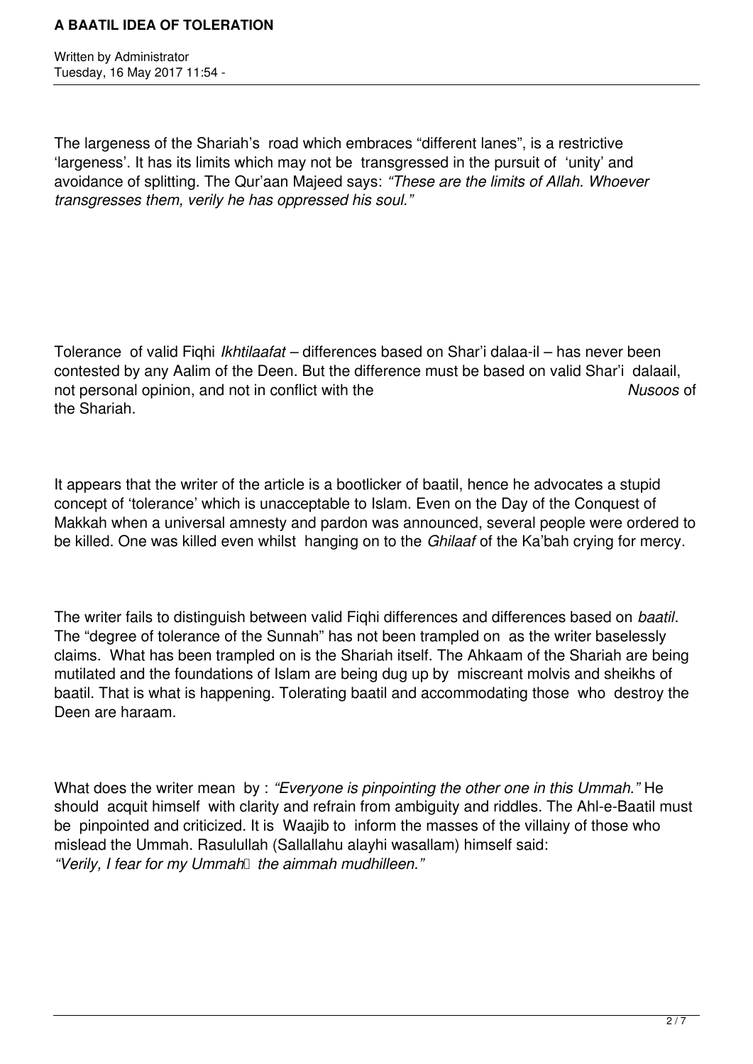The largeness of the Shariah's road which embraces "different lanes", is a restrictive 'largeness'. It has its limits which may not be transgressed in the pursuit of 'unity' and avoidance of splitting. The Qur'aan Majeed says: *"These are the limits of Allah. Whoever transgresses them, verily he has oppressed his soul."*

Tolerance of valid Fiqhi *Ikhtilaafat* – differences based on Shar'i dalaa-il – has never been contested by any Aalim of the Deen. But the difference must be based on valid Shar'i dalaail, not personal opinion, and not in conflict with the *Nusoos* of the Shariah.

It appears that the writer of the article is a bootlicker of baatil, hence he advocates a stupid concept of 'tolerance' which is unacceptable to Islam. Even on the Day of the Conquest of Makkah when a universal amnesty and pardon was announced, several people were ordered to be killed. One was killed even whilst hanging on to the *Ghilaaf* of the Ka'bah crying for mercy.

The writer fails to distinguish between valid Fiqhi differences and differences based on *baatil*. The "degree of tolerance of the Sunnah" has not been trampled on as the writer baselessly claims. What has been trampled on is the Shariah itself. The Ahkaam of the Shariah are being mutilated and the foundations of Islam are being dug up by miscreant molvis and sheikhs of baatil. That is what is happening. Tolerating baatil and accommodating those who destroy the Deen are haraam.

What does the writer mean by : *"Everyone is pinpointing the other one in this Ummah."* He should acquit himself with clarity and refrain from ambiguity and riddles. The Ahl-e-Baatil must be pinpointed and criticized. It is Waajib to inform the masses of the villainy of those who mislead the Ummah. Rasulullah (Sallallahu alayhi wasallam) himself said: *"Verily, I fear for my Ummah the aimmah mudhilleen."*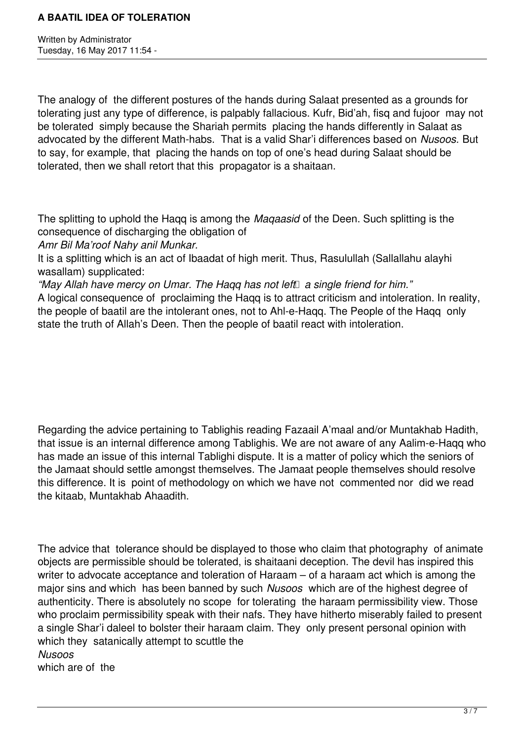The analogy of the different postures of the hands during Salaat presented as a grounds for tolerating just any type of difference, is palpably fallacious. Kufr, Bid'ah, fisq and fujoor may not be tolerated simply because the Shariah permits placing the hands differently in Salaat as advocated by the different Math-habs. That is a valid Shar'i differences based on *Nusoos.* But to say, for example, that placing the hands on top of one's head during Salaat should be tolerated, then we shall retort that this propagator is a shaitaan.

The splitting to uphold the Haqq is among the *Maqaasid* of the Deen. Such splitting is the consequence of discharging the obligation of *Amr Bil Ma'roof Nahy anil Munkar.* It is a splitting which is an act of Ibaadat of high merit. Thus, Rasulullah (Sallallahu alayhi wasallam) supplicated:

*"May Allah have mercy on Umar. The Haqq has not left a single friend for him."*

A logical consequence of proclaiming the Haqq is to attract criticism and intoleration. In reality, the people of baatil are the intolerant ones, not to Ahl-e-Haqq. The People of the Haqq only state the truth of Allah's Deen. Then the people of baatil react with intoleration.

Regarding the advice pertaining to Tablighis reading Fazaail A'maal and/or Muntakhab Hadith, that issue is an internal difference among Tablighis. We are not aware of any Aalim-e-Haqq who has made an issue of this internal Tablighi dispute. It is a matter of policy which the seniors of the Jamaat should settle amongst themselves. The Jamaat people themselves should resolve this difference. It is point of methodology on which we have not commented nor did we read the kitaab, Muntakhab Ahaadith.

The advice that tolerance should be displayed to those who claim that photography of animate objects are permissible should be tolerated, is shaitaani deception. The devil has inspired this writer to advocate acceptance and toleration of Haraam – of a haraam act which is among the major sins and which has been banned by such *Nusoos* which are of the highest degree of authenticity. There is absolutely no scope for tolerating the haraam permissibility view. Those who proclaim permissibility speak with their nafs. They have hitherto miserably failed to present a single Shar'i daleel to bolster their haraam claim. They only present personal opinion with which they satanically attempt to scuttle the *Nusoos* which are of the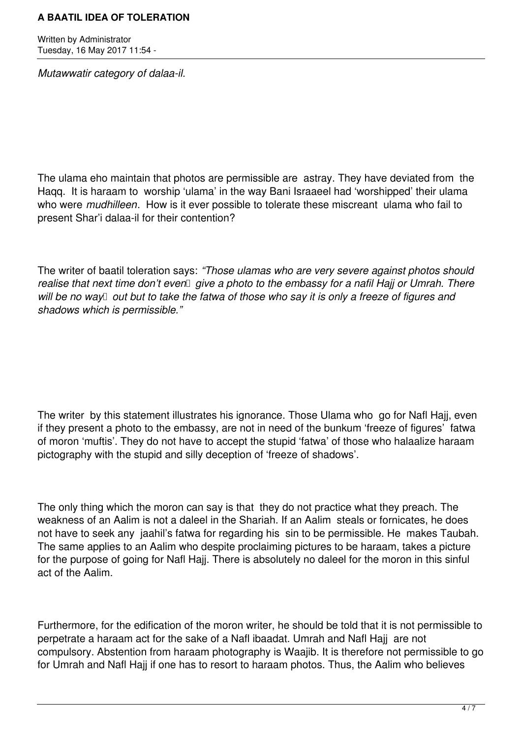*Mutawwatir category of dalaa-il.*

The ulama eho maintain that photos are permissible are astray. They have deviated from the Haqq. It is haraam to worship 'ulama' in the way Bani Israaeel had 'worshipped' their ulama who were *mudhilleen*. How is it ever possible to tolerate these miscreant ulama who fail to present Shar'i dalaa-il for their contention?

The writer of baatil toleration says: *"Those ulamas who are very severe against photos should realise that next time don't even give a photo to the embassy for a nafil Hajj or Umrah. There will be no way out but to take the fatwa of those who say it is only a freeze of figures and shadows which is permissible."*

The writer by this statement illustrates his ignorance. Those Ulama who go for Nafl Hajj, even if they present a photo to the embassy, are not in need of the bunkum 'freeze of figures' fatwa of moron 'muftis'. They do not have to accept the stupid 'fatwa' of those who halaalize haraam pictography with the stupid and silly deception of 'freeze of shadows'.

The only thing which the moron can say is that they do not practice what they preach. The weakness of an Aalim is not a daleel in the Shariah. If an Aalim steals or fornicates, he does not have to seek any jaahil's fatwa for regarding his sin to be permissible. He makes Taubah. The same applies to an Aalim who despite proclaiming pictures to be haraam, takes a picture for the purpose of going for Nafl Hajj. There is absolutely no daleel for the moron in this sinful act of the Aalim.

Furthermore, for the edification of the moron writer, he should be told that it is not permissible to perpetrate a haraam act for the sake of a Nafl ibaadat. Umrah and Nafl Hajj are not compulsory. Abstention from haraam photography is Waajib. It is therefore not permissible to go for Umrah and Nafl Hajj if one has to resort to haraam photos. Thus, the Aalim who believes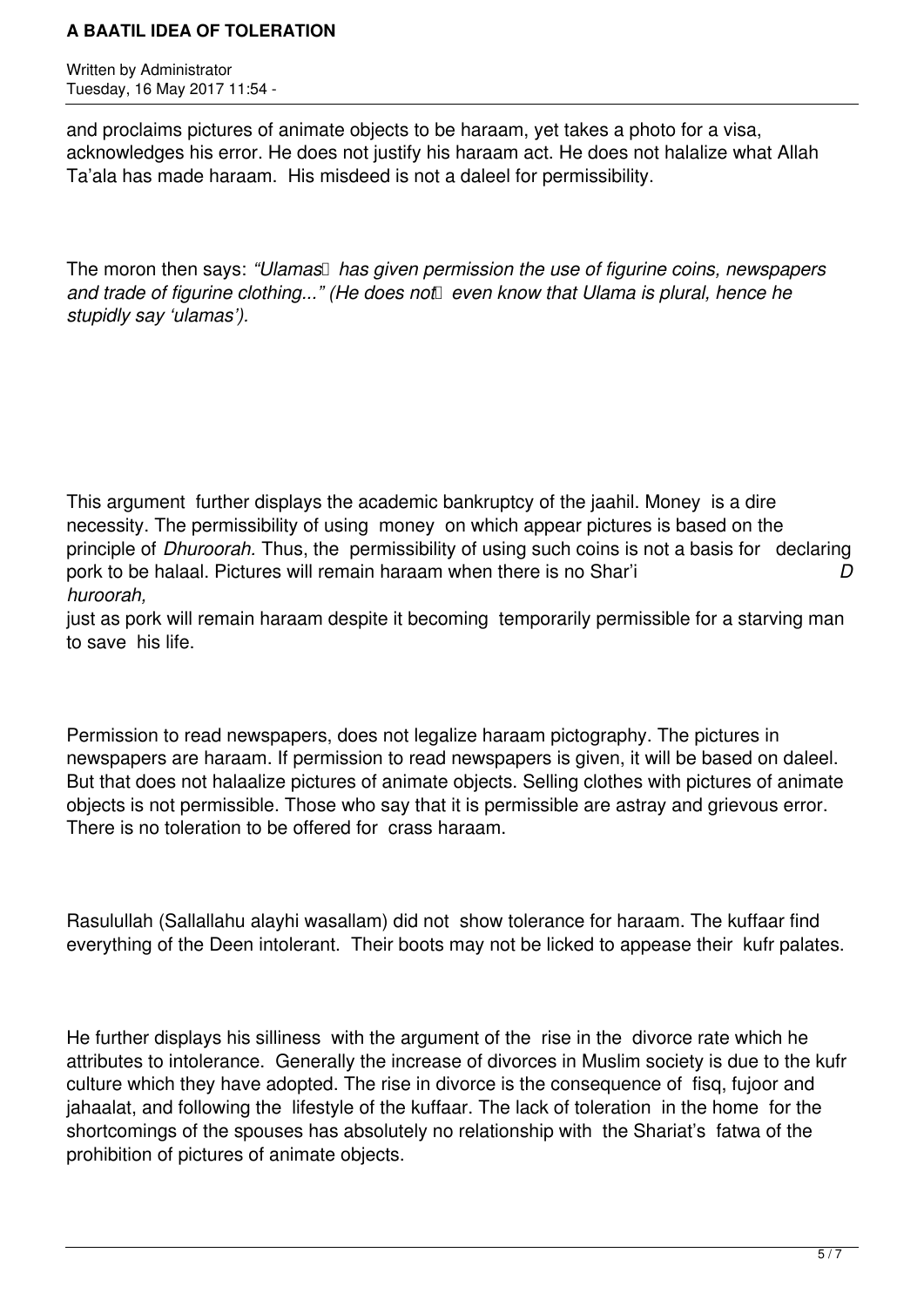and proclaims pictures of animate objects to be haraam, yet takes a photo for a visa, acknowledges his error. He does not justify his haraam act. He does not halalize what Allah Ta'ala has made haraam. His misdeed is not a daleel for permissibility.

The moron then says: *"Ulamas has given permission the use of figurine coins, newspapers and trade of figurine clothing..." (He does not even know that Ulama is plural, hence he stupidly say 'ulamas').*

This argument further displays the academic bankruptcy of the jaahil. Money is a dire necessity. The permissibility of using money on which appear pictures is based on the principle of *Dhuroorah.* Thus, the permissibility of using such coins is not a basis for declaring pork to be halaal. Pictures will remain haraam when there is no Shar'i *Dhuroorah,* just as pork will remain haraam despite it becoming temporarily permissible for a starving man to save his life.

Permission to read newspapers, does not legalize haraam pictography. The pictures in newspapers are haraam. If permission to read newspapers is given, it will be based on daleel. But that does not halaalize pictures of animate objects. Selling clothes with pictures of animate objects is not permissible. Those who say that it is permissible are astray and grievous error. There is no toleration to be offered for crass haraam.

Rasulullah (Sallallahu alayhi wasallam) did not show tolerance for haraam. The kuffaar find everything of the Deen intolerant. Their boots may not be licked to appease their kufr palates.

He further displays his silliness with the argument of the rise in the divorce rate which he attributes to intolerance. Generally the increase of divorces in Muslim society is due to the kufr culture which they have adopted. The rise in divorce is the consequence of fisq, fujoor and jahaalat, and following the lifestyle of the kuffaar. The lack of toleration in the home for the shortcomings of the spouses has absolutely no relationship with the Shariat's fatwa of the prohibition of pictures of animate objects.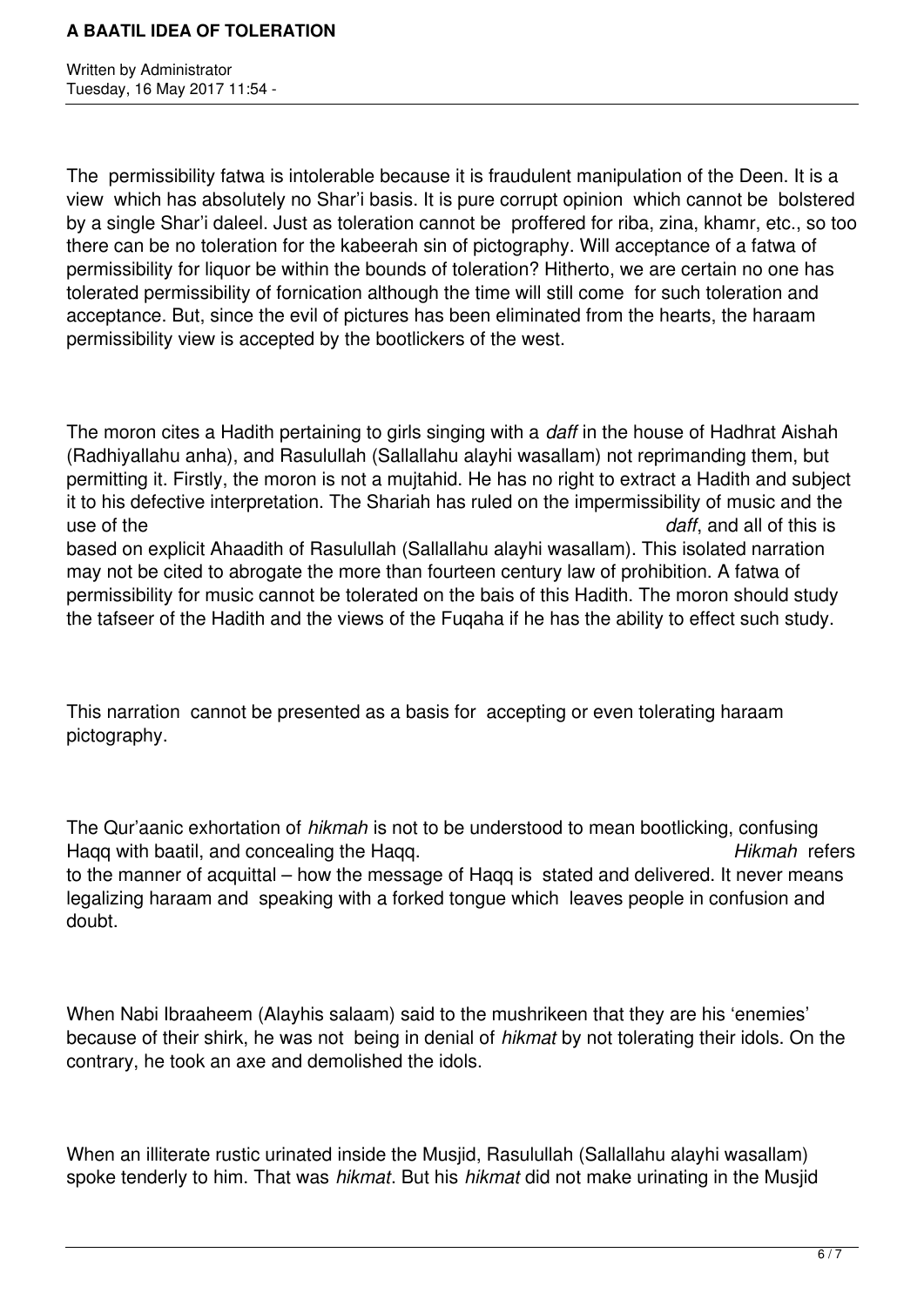The permissibility fatwa is intolerable because it is fraudulent manipulation of the Deen. It is a view which has absolutely no Shar'i basis. It is pure corrupt opinion which cannot be bolstered by a single Shar'i daleel. Just as toleration cannot be proffered for riba, zina, khamr, etc., so too there can be no toleration for the kabeerah sin of pictography. Will acceptance of a fatwa of permissibility for liquor be within the bounds of toleration? Hitherto, we are certain no one has tolerated permissibility of fornication although the time will still come for such toleration and acceptance. But, since the evil of pictures has been eliminated from the hearts, the haraam permissibility view is accepted by the bootlickers of the west.

The moron cites a Hadith pertaining to girls singing with a *daff* in the house of Hadhrat Aishah (Radhiyallahu anha), and Rasulullah (Sallallahu alayhi wasallam) not reprimanding them, but permitting it. Firstly, the moron is not a mujtahid. He has no right to extract a Hadith and subject it to his defective interpretation. The Shariah has ruled on the impermissibility of music and the use of the *daff*, and all of this is based on explicit Ahaadith of Rasulullah (Sallallahu alayhi wasallam). This isolated narration may not be cited to abrogate the more than fourteen century law of prohibition. A fatwa of permissibility for music cannot be tolerated on the bais of this Hadith. The moron should study the tafseer of the Hadith and the views of the Fuqaha if he has the ability to effect such study.

This narration cannot be presented as a basis for accepting or even tolerating haraam pictography.

The Qur'aanic exhortation of *hikmah* is not to be understood to mean bootlicking, confusing Haqq with baatil, and concealing the Haqq. *Hikmah* refers to the manner of acquittal – how the message of Haqq is stated and delivered. It never means legalizing haraam and speaking with a forked tongue which leaves people in confusion and doubt.

When Nabi Ibraaheem (Alayhis salaam) said to the mushrikeen that they are his 'enemies' because of their shirk, he was not being in denial of *hikmat* by not tolerating their idols. On the contrary, he took an axe and demolished the idols.

When an illiterate rustic urinated inside the Musjid, Rasulullah (Sallallahu alayhi wasallam) spoke tenderly to him. That was *hikmat*. But his *hikmat* did not make urinating in the Musjid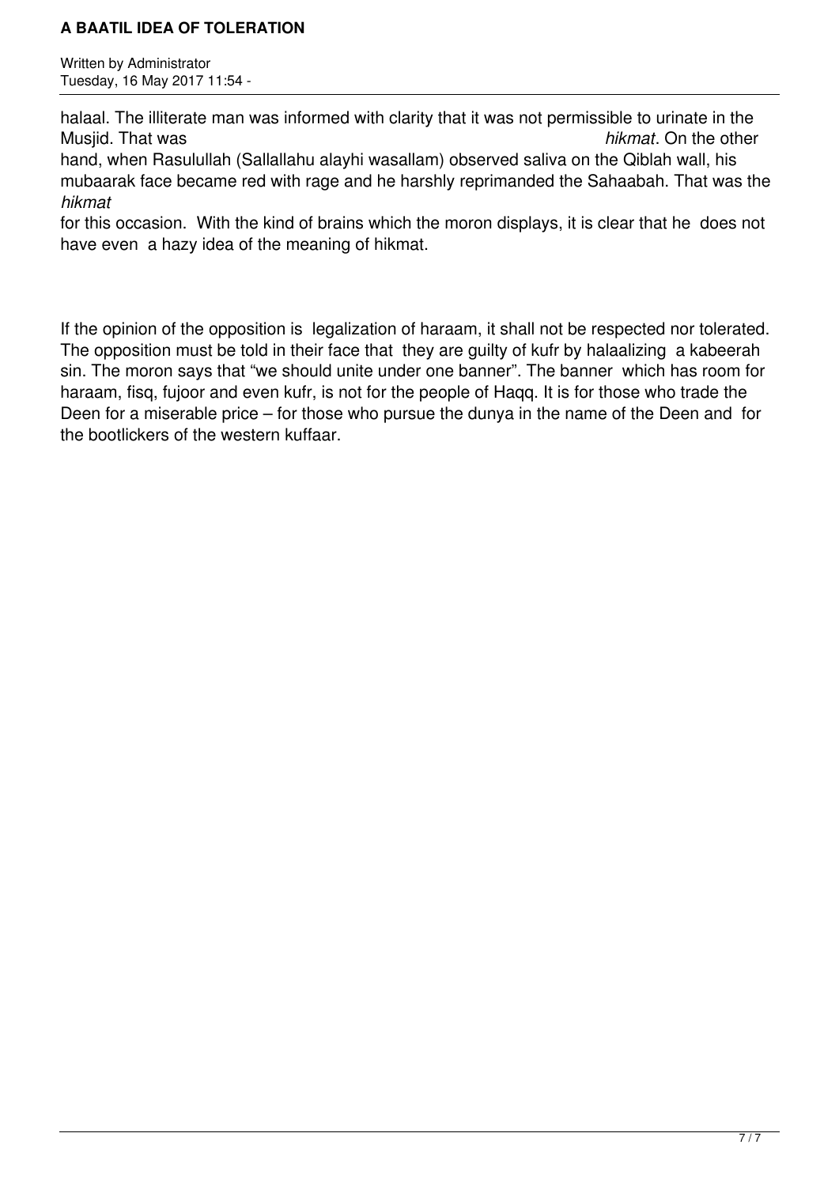halaal. The illiterate man was informed with clarity that it was not permissible to urinate in the Musjid. That was *hikmat*. On the other hand, when Rasulullah (Sallallahu alayhi wasallam) observed saliva on the Qiblah wall, his mubaarak face became red with rage and he harshly reprimanded the Sahaabah. That was the *hikmat* for this occasion. With the kind of brains which the moron displays, it is clear that he does not have even a hazy idea of the meaning of hikmat.

If the opinion of the opposition is legalization of haraam, it shall not be respected nor tolerated. The opposition must be told in their face that they are guilty of kufr by halaalizing a kabeerah sin. The moron says that "we should unite under one banner". The banner which has room for haraam, fisq, fujoor and even kufr, is not for the people of Haqq. It is for those who trade the Deen for a miserable price – for those who pursue the dunya in the name of the Deen and for the bootlickers of the western kuffaar.